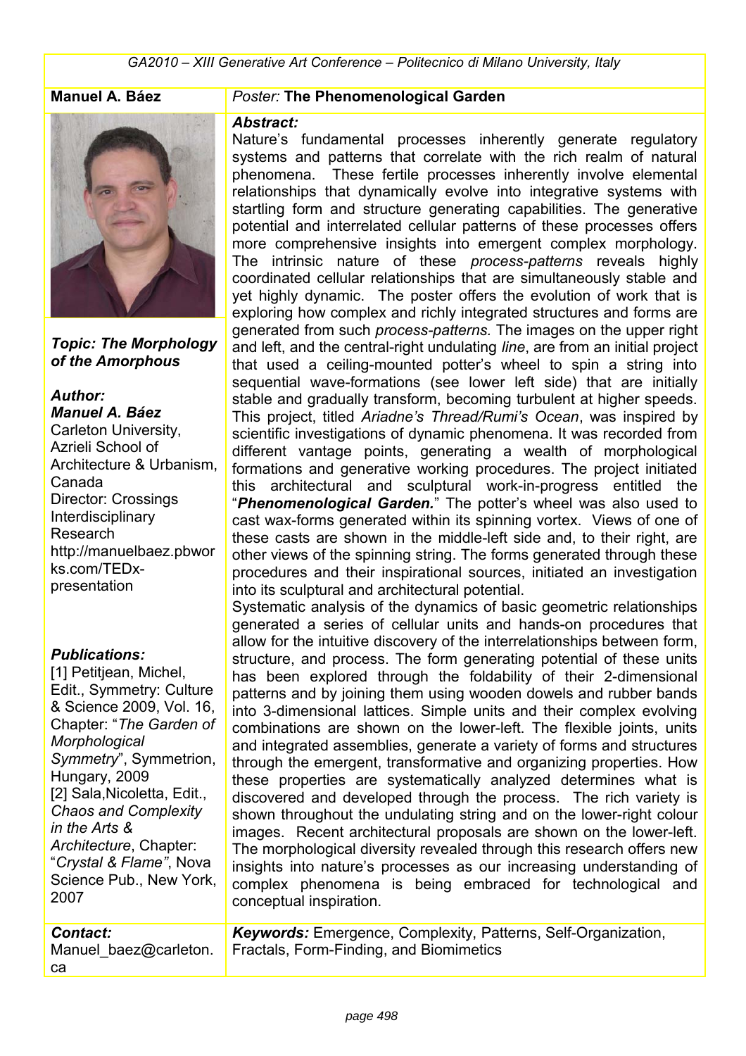**Manuel A. Báez**

*Poster:* **The Phenomenological Garden**

***Topic: The Morphology of the Amorphous***

***Author:***
***Manuel A. Báez***
Carleton University, Azrieli School of Architecture & Urbanism, Canada
Director: Crossings Interdisciplinary Research
http://manuelbaez.pbworks.com/TEDx-presentation

***Publications:***
[1] Petitjean, Michel, Edit., Symmetry: Culture & Science 2009, Vol. 16, Chapter: "*The Garden of Morphological Symmetry*", Symmetrion, Hungary, 2009
[2] Sala,Nicoletta, Edit., *Chaos and Complexity in the Arts & Architecture*, Chapter: "*Crystal & Flame"*, Nova Science Pub., New York, 2007

***Abstract:***

Nature's fundamental processes inherently generate regulatory systems and patterns that correlate with the rich realm of natural phenomena. These fertile processes inherently involve elemental relationships that dynamically evolve into integrative systems with startling form and structure generating capabilities. The generative potential and interrelated cellular patterns of these processes offers more comprehensive insights into emergent complex morphology. The intrinsic nature of these *process-patterns* reveals highly coordinated cellular relationships that are simultaneously stable and yet highly dynamic. The poster offers the evolution of work that is exploring how complex and richly integrated structures and forms are generated from such *process-patterns.* The images on the upper right and left, and the central-right undulating *line*, are from an initial project that used a ceiling-mounted potter's wheel to spin a string into sequential wave-formations (see lower left side) that are initially stable and gradually transform, becoming turbulent at higher speeds. This project, titled *Ariadne's Thread/Rumi's Ocean*, was inspired by scientific investigations of dynamic phenomena. It was recorded from different vantage points, generating a wealth of morphological formations and generative working procedures. The project initiated this architectural and sculptural work-in-progress entitled the "***Phenomenological Garden.***" The potter's wheel was also used to cast wax-forms generated within its spinning vortex. Views of one of these casts are shown in the middle-left side and, to their right, are other views of the spinning string. The forms generated through these procedures and their inspirational sources, initiated an investigation into its sculptural and architectural potential.

Systematic analysis of the dynamics of basic geometric relationships generated a series of cellular units and hands-on procedures that allow for the intuitive discovery of the interrelationships between form, structure, and process. The form generating potential of these units has been explored through the foldability of their 2-dimensional patterns and by joining them using wooden dowels and rubber bands into 3-dimensional lattices. Simple units and their complex evolving combinations are shown on the lower-left. The flexible joints, units and integrated assemblies, generate a variety of forms and structures through the emergent, transformative and organizing properties. How these properties are systematically analyzed determines what is discovered and developed through the process. The rich variety is shown throughout the undulating string and on the lower-right colour images. Recent architectural proposals are shown on the lower-left. The morphological diversity revealed through this research offers new insights into nature's processes as our increasing understanding of complex phenomena is being embraced for technological and conceptual inspiration.

***Contact:***
Manuel_baez@carleton.ca

***Keywords:*** Emergence, Complexity, Patterns, Self-Organization, Fractals, Form-Finding, and Biomimetics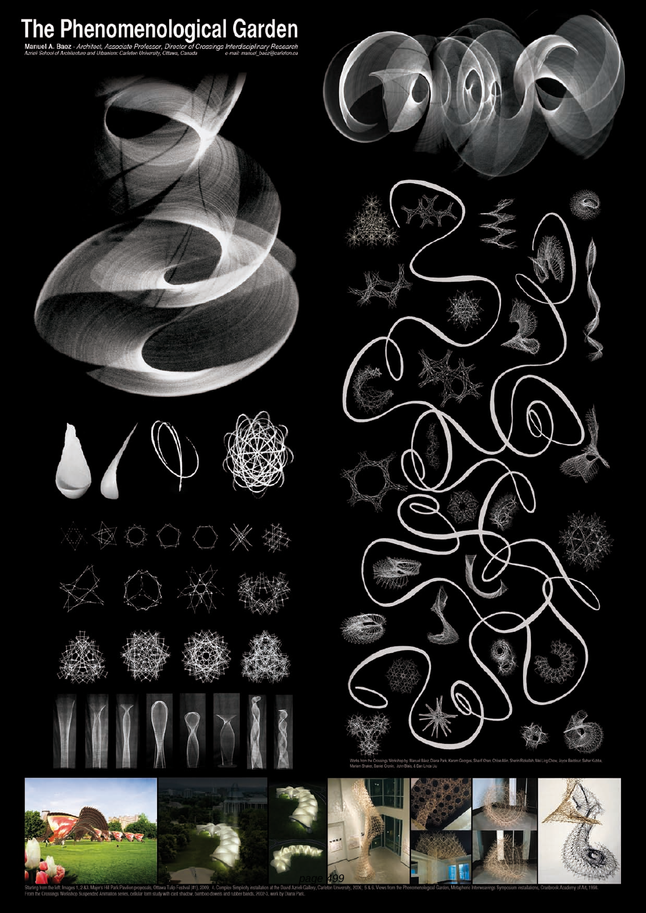# The Phenomenological Garden

**Manuel A. Baez** - *Architect, Associate Professor, Director of Crossings Interdisciplinary Research*

*Azrieli School of Architecture and Urbanism: Carleton University, Ottawa, Canada* e-mail: manuel_baez@carleton.ca

Works from the Crossings Workshop by: Manuel Báez, Diana Park, Karem Georges, Sharif Khan, Chloe Allin, Sherin Rizkallah, Mei Ling Chow, Joyce Baddour, Sahar Kubba, Mariam Shaker, Daniel Crusin, John Blais, & Dan Linca Liu

Starting from the left: Images 1, 2 &3. Majors Hill Park Pavilion proposals, Ottawa Tulip Festival (#1), 2009; 4. Complex Simplicity installation at the David Azrieli Gallery, Carleton University, 2006; 5 & 6. Views from the Phenomenological Garden, Metaphoric Interweavings Symposium installations, Cranbrook Academy of Art, 1998. From the Crossings Workshop Suspended Animation series, cellular form study with cast shadow, bamboo dowels and rubber bands, 2002-3, work by Diana Park.